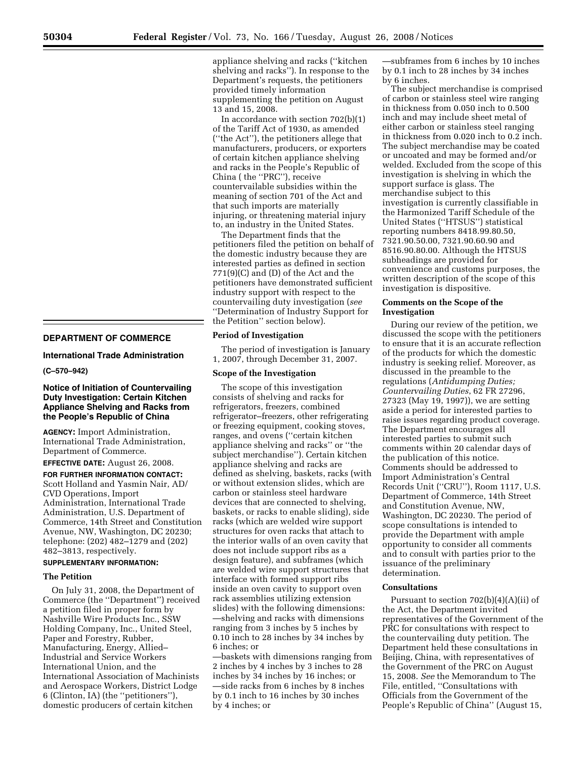## DEPARTMENT OF COMMERCE

### International Trade Administration

**(C–570–942)**

### Notice of Initiation of Countervailing Duty Investigation: Certain Kitchen Appliance Shelving and Racks from the People's Republic of China

**AGENCY:** Import Administration, International Trade Administration, Department of Commerce.

**EFFECTIVE DATE:** August 26, 2008.

**FOR FURTHER INFORMATION CONTACT:** Scott Holland and Yasmin Nair, AD/CVD Operations, Import Administration, International Trade Administration, U.S. Department of Commerce, 14th Street and Constitution Avenue, NW, Washington, DC 20230; telephone: (202) 482–1279 and (202) 482–3813, respectively.

**SUPPLEMENTARY INFORMATION:**

#### The Petition

On July 31, 2008, the Department of Commerce (the ''Department'') received a petition filed in proper form by Nashville Wire Products Inc., SSW Holding Company, Inc., United Steel, Paper and Forestry, Rubber, Manufacturing, Energy, Allied–Industrial and Service Workers International Union, and the International Association of Machinists and Aerospace Workers, District Lodge 6 (Clinton, IA) (the ''petitioners''), domestic producers of certain kitchen appliance shelving and racks (''kitchen shelving and racks''). In response to the Department's requests, the petitioners provided timely information supplementing the petition on August 13 and 15, 2008.

In accordance with section 702(b)(1) of the Tariff Act of 1930, as amended (''the Act''), the petitioners allege that manufacturers, producers, or exporters of certain kitchen appliance shelving and racks in the People's Republic of China ( the ''PRC''), receive countervailable subsidies within the meaning of section 701 of the Act and that such imports are materially injuring, or threatening material injury to, an industry in the United States.

The Department finds that the petitioners filed the petition on behalf of the domestic industry because they are interested parties as defined in section 771(9)(C) and (D) of the Act and the petitioners have demonstrated sufficient industry support with respect to the countervailing duty investigation (*see* ''Determination of Industry Support for the Petition'' section below).

#### Period of Investigation

The period of investigation is January 1, 2007, through December 31, 2007.

#### Scope of the Investigation

The scope of this investigation consists of shelving and racks for refrigerators, freezers, combined refrigerator–freezers, other refrigerating or freezing equipment, cooking stoves, ranges, and ovens (''certain kitchen appliance shelving and racks'' or ''the subject merchandise''). Certain kitchen appliance shelving and racks are defined as shelving, baskets, racks (with or without extension slides, which are carbon or stainless steel hardware devices that are connected to shelving, baskets, or racks to enable sliding), side racks (which are welded wire support structures for oven racks that attach to the interior walls of an oven cavity that does not include support ribs as a design feature), and subframes (which are welded wire support structures that interface with formed support ribs inside an oven cavity to support oven rack assemblies utilizing extension slides) with the following dimensions:

—shelving and racks with dimensions ranging from 3 inches by 5 inches by 0.10 inch to 28 inches by 34 inches by 6 inches; or

—baskets with dimensions ranging from 2 inches by 4 inches by 3 inches to 28 inches by 34 inches by 16 inches; or

—side racks from 6 inches by 8 inches by 0.1 inch to 16 inches by 30 inches by 4 inches; or

—subframes from 6 inches by 10 inches by 0.1 inch to 28 inches by 34 inches by 6 inches.

The subject merchandise is comprised of carbon or stainless steel wire ranging in thickness from 0.050 inch to 0.500 inch and may include sheet metal of either carbon or stainless steel ranging in thickness from 0.020 inch to 0.2 inch. The subject merchandise may be coated or uncoated and may be formed and/or welded. Excluded from the scope of this investigation is shelving in which the support surface is glass. The merchandise subject to this investigation is currently classifiable in the Harmonized Tariff Schedule of the United States (''HTSUS'') statistical reporting numbers 8418.99.80.50, 7321.90.50.00, 7321.90.60.90 and 8516.90.80.00. Although the HTSUS subheadings are provided for convenience and customs purposes, the written description of the scope of this investigation is dispositive.

#### Comments on the Scope of the Investigation

During our review of the petition, we discussed the scope with the petitioners to ensure that it is an accurate reflection of the products for which the domestic industry is seeking relief. Moreover, as discussed in the preamble to the regulations (*Antidumping Duties; Countervailing Duties*, 62 FR 27296, 27323 (May 19, 1997)), we are setting aside a period for interested parties to raise issues regarding product coverage. The Department encourages all interested parties to submit such comments within 20 calendar days of the publication of this notice. Comments should be addressed to Import Administration's Central Records Unit (''CRU''), Room 1117, U.S. Department of Commerce, 14th Street and Constitution Avenue, NW, Washington, DC 20230. The period of scope consultations is intended to provide the Department with ample opportunity to consider all comments and to consult with parties prior to the issuance of the preliminary determination.

#### Consultations

Pursuant to section 702(b)(4)(A)(ii) of the Act, the Department invited representatives of the Government of the PRC for consultations with respect to the countervailing duty petition. The Department held these consultations in Beijing, China, with representatives of the Government of the PRC on August 15, 2008. *See* the Memorandum to The File, entitled, ''Consultations with Officials from the Government of the People's Republic of China'' (August 15,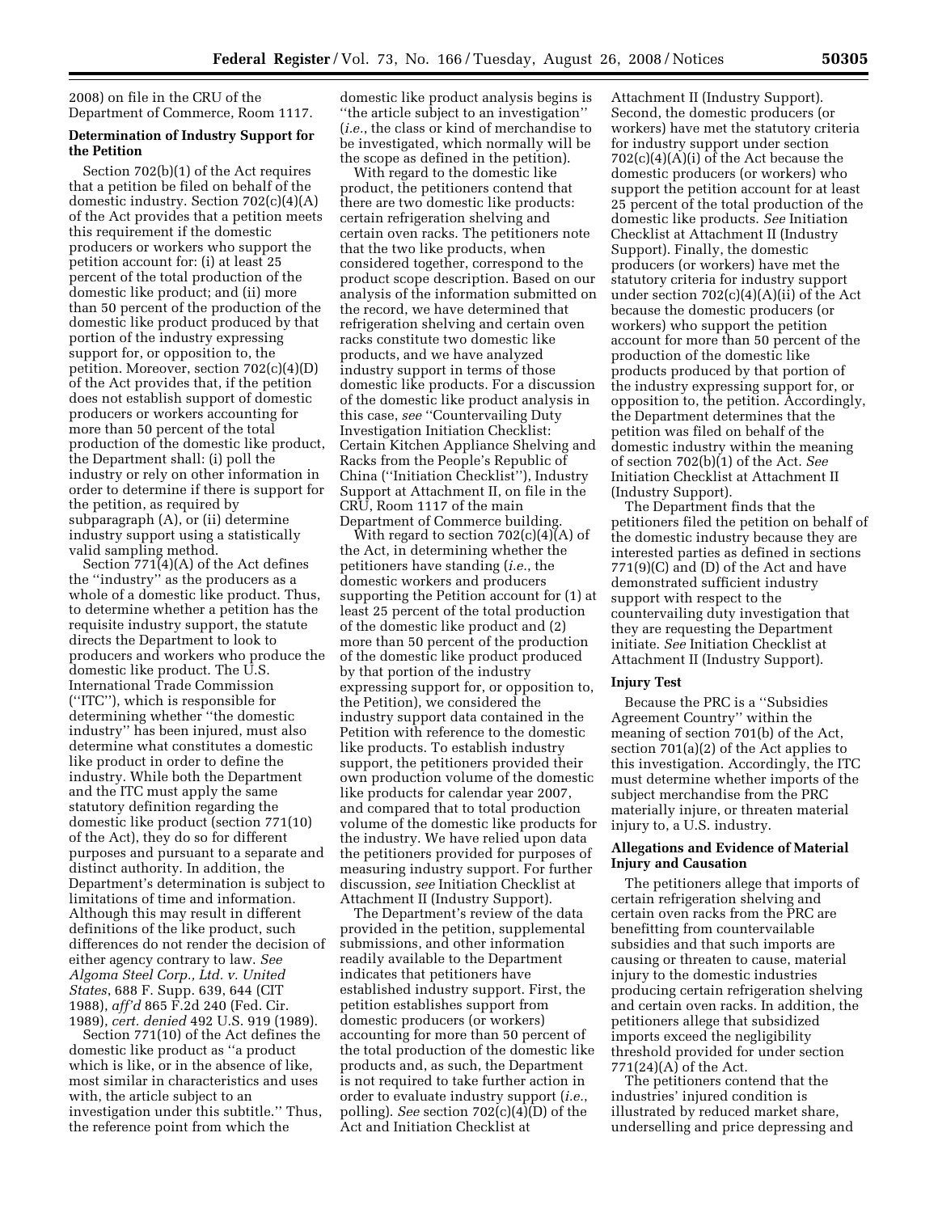2008) on file in the CRU of the Department of Commerce, Room 1117.

**Determination of Industry Support for the Petition**

Section 702(b)(1) of the Act requires that a petition be filed on behalf of the domestic industry. Section 702(c)(4)(A) of the Act provides that a petition meets this requirement if the domestic producers or workers who support the petition account for: (i) at least 25 percent of the total production of the domestic like product; and (ii) more than 50 percent of the production of the domestic like product produced by that portion of the industry expressing support for, or opposition to, the petition. Moreover, section 702(c)(4)(D) of the Act provides that, if the petition does not establish support of domestic producers or workers accounting for more than 50 percent of the total production of the domestic like product, the Department shall: (i) poll the industry or rely on other information in order to determine if there is support for the petition, as required by subparagraph (A), or (ii) determine industry support using a statistically valid sampling method.

Section 771(4)(A) of the Act defines the ''industry'' as the producers as a whole of a domestic like product. Thus, to determine whether a petition has the requisite industry support, the statute directs the Department to look to producers and workers who produce the domestic like product. The U.S. International Trade Commission (''ITC''), which is responsible for determining whether ''the domestic industry'' has been injured, must also determine what constitutes a domestic like product in order to define the industry. While both the Department and the ITC must apply the same statutory definition regarding the domestic like product (section 771(10) of the Act), they do so for different purposes and pursuant to a separate and distinct authority. In addition, the Department's determination is subject to limitations of time and information. Although this may result in different definitions of the like product, such differences do not render the decision of either agency contrary to law. *See Algoma Steel Corp., Ltd. v. United States*, 688 F. Supp. 639, 644 (CIT 1988), *aff'd* 865 F.2d 240 (Fed. Cir. 1989), *cert. denied* 492 U.S. 919 (1989).

Section 771(10) of the Act defines the domestic like product as ''a product which is like, or in the absence of like, most similar in characteristics and uses with, the article subject to an investigation under this subtitle.'' Thus, the reference point from which the domestic like product analysis begins is ''the article subject to an investigation'' (*i.e.*, the class or kind of merchandise to be investigated, which normally will be the scope as defined in the petition).

With regard to the domestic like product, the petitioners contend that there are two domestic like products: certain refrigeration shelving and certain oven racks. The petitioners note that the two like products, when considered together, correspond to the product scope description. Based on our analysis of the information submitted on the record, we have determined that refrigeration shelving and certain oven racks constitute two domestic like products, and we have analyzed industry support in terms of those domestic like products. For a discussion of the domestic like product analysis in this case, *see* ''Countervailing Duty Investigation Initiation Checklist: Certain Kitchen Appliance Shelving and Racks from the People's Republic of China (''Initiation Checklist''), Industry Support at Attachment II, on file in the CRU, Room 1117 of the main Department of Commerce building.

With regard to section 702(c)(4)(A) of the Act, in determining whether the petitioners have standing (*i.e.*, the domestic workers and producers supporting the Petition account for (1) at least 25 percent of the total production of the domestic like product and (2) more than 50 percent of the production of the domestic like product produced by that portion of the industry expressing support for, or opposition to, the Petition), we considered the industry support data contained in the Petition with reference to the domestic like products. To establish industry support, the petitioners provided their own production volume of the domestic like products for calendar year 2007, and compared that to total production volume of the domestic like products for the industry. We have relied upon data the petitioners provided for purposes of measuring industry support. For further discussion, *see* Initiation Checklist at Attachment II (Industry Support).

The Department's review of the data provided in the petition, supplemental submissions, and other information readily available to the Department indicates that petitioners have established industry support. First, the petition establishes support from domestic producers (or workers) accounting for more than 50 percent of the total production of the domestic like products and, as such, the Department is not required to take further action in order to evaluate industry support (*i.e.*, polling). *See* section 702(c)(4)(D) of the Act and Initiation Checklist at Attachment II (Industry Support). Second, the domestic producers (or workers) have met the statutory criteria for industry support under section 702(c)(4)(A)(i) of the Act because the domestic producers (or workers) who support the petition account for at least 25 percent of the total production of the domestic like products. *See* Initiation Checklist at Attachment II (Industry Support). Finally, the domestic producers (or workers) have met the statutory criteria for industry support under section 702(c)(4)(A)(ii) of the Act because the domestic producers (or workers) who support the petition account for more than 50 percent of the production of the domestic like products produced by that portion of the industry expressing support for, or opposition to, the petition. Accordingly, the Department determines that the petition was filed on behalf of the domestic industry within the meaning of section 702(b)(1) of the Act. *See* Initiation Checklist at Attachment II (Industry Support).

The Department finds that the petitioners filed the petition on behalf of the domestic industry because they are interested parties as defined in sections 771(9)(C) and (D) of the Act and have demonstrated sufficient industry support with respect to the countervailing duty investigation that they are requesting the Department initiate. *See* Initiation Checklist at Attachment II (Industry Support).

**Injury Test**

Because the PRC is a ''Subsidies Agreement Country'' within the meaning of section 701(b) of the Act, section 701(a)(2) of the Act applies to this investigation. Accordingly, the ITC must determine whether imports of the subject merchandise from the PRC materially injure, or threaten material injury to, a U.S. industry.

**Allegations and Evidence of Material Injury and Causation**

The petitioners allege that imports of certain refrigeration shelving and certain oven racks from the PRC are benefitting from countervailable subsidies and that such imports are causing or threaten to cause, material injury to the domestic industries producing certain refrigeration shelving and certain oven racks. In addition, the petitioners allege that subsidized imports exceed the negligibility threshold provided for under section 771(24)(A) of the Act.

The petitioners contend that the industries' injured condition is illustrated by reduced market share, underselling and price depressing and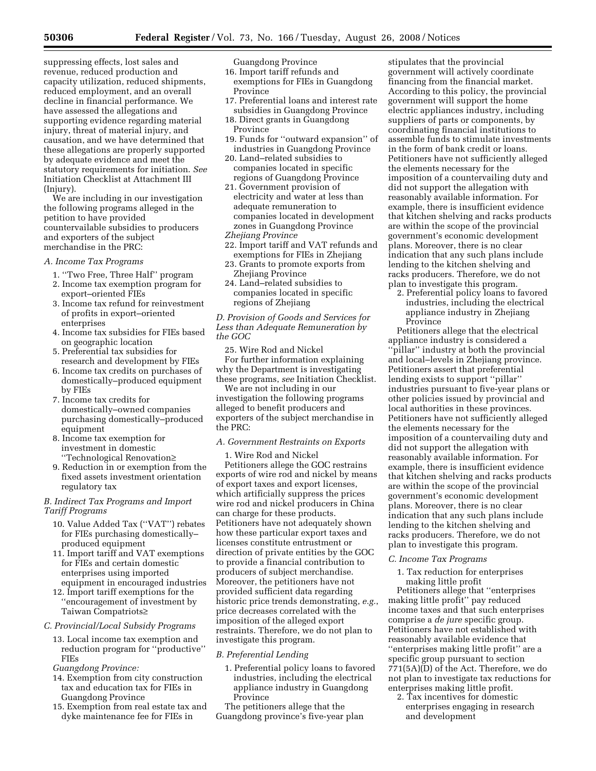suppressing effects, lost sales and revenue, reduced production and capacity utilization, reduced shipments, reduced employment, and an overall decline in financial performance. We have assessed the allegations and supporting evidence regarding material injury, threat of material injury, and causation, and we have determined that these allegations are properly supported by adequate evidence and meet the statutory requirements for initiation. *See* Initiation Checklist at Attachment III (Injury).

We are including in our investigation the following programs alleged in the petition to have provided countervailable subsidies to producers and exporters of the subject merchandise in the PRC:

*A. Income Tax Programs*

1. ''Two Free, Three Half'' program
2. Income tax exemption program for export–oriented FIEs
3. Income tax refund for reinvestment of profits in export–oriented enterprises
4. Income tax subsidies for FIEs based on geographic location
5. Preferential tax subsidies for research and development by FIEs
6. Income tax credits on purchases of domestically–produced equipment by FIEs
7. Income tax credits for domestically–owned companies purchasing domestically–produced equipment
8. Income tax exemption for investment in domestic ''Technological Renovation≥
9. Reduction in or exemption from the fixed assets investment orientation regulatory tax

*B. Indirect Tax Programs and Import Tariff Programs*

10. Value Added Tax (''VAT'') rebates for FIEs purchasing domestically–produced equipment
11. Import tariff and VAT exemptions for FIEs and certain domestic enterprises using imported equipment in encouraged industries
12. Import tariff exemptions for the ''encouragement of investment by Taiwan Compatriots≥

*C. Provincial/Local Subsidy Programs*

13. Local income tax exemption and reduction program for ''productive'' FIEs

*Guangdong Province:*

14. Exemption from city construction tax and education tax for FIEs in Guangdong Province
15. Exemption from real estate tax and dyke maintenance fee for FIEs in Guangdong Province
16. Import tariff refunds and exemptions for FIEs in Guangdong Province
17. Preferential loans and interest rate subsidies in Guangdong Province
18. Direct grants in Guangdong Province
19. Funds for ''outward expansion'' of industries in Guangdong Province
20. Land–related subsidies to companies located in specific regions of Guangdong Province
21. Government provision of electricity and water at less than adequate remuneration to companies located in development zones in Guangdong Province

*Zhejiang Province*

22. Import tariff and VAT refunds and exemptions for FIEs in Zhejiang
23. Grants to promote exports from Zhejiang Province
24. Land–related subsidies to companies located in specific regions of Zhejiang

*D. Provision of Goods and Services for Less than Adequate Remuneration by the GOC*

25. Wire Rod and Nickel

For further information explaining why the Department is investigating these programs, *see* Initiation Checklist.

We are not including in our investigation the following programs alleged to benefit producers and exporters of the subject merchandise in the PRC:

*A. Government Restraints on Exports*

1. Wire Rod and Nickel

Petitioners allege the GOC restrains exports of wire rod and nickel by means of export taxes and export licenses, which artificially suppress the prices wire rod and nickel producers in China can charge for these products. Petitioners have not adequately shown how these particular export taxes and licenses constitute entrustment or direction of private entities by the GOC to provide a financial contribution to producers of subject merchandise. Moreover, the petitioners have not provided sufficient data regarding historic price trends demonstrating, *e.g.*, price decreases correlated with the imposition of the alleged export restraints. Therefore, we do not plan to investigate this program.

*B. Preferential Lending*

1. Preferential policy loans to favored industries, including the electrical appliance industry in Guangdong Province

The petitioners allege that the Guangdong province's five-year plan stipulates that the provincial government will actively coordinate financing from the financial market. According to this policy, the provincial government will support the home electric appliances industry, including suppliers of parts or components, by coordinating financial institutions to assemble funds to stimulate investments in the form of bank credit or loans. Petitioners have not sufficiently alleged the elements necessary for the imposition of a countervailing duty and did not support the allegation with reasonably available information. For example, there is insufficient evidence that kitchen shelving and racks products are within the scope of the provincial government's economic development plans. Moreover, there is no clear indication that any such plans include lending to the kitchen shelving and racks producers. Therefore, we do not plan to investigate this program.

2. Preferential policy loans to favored industries, including the electrical appliance industry in Zhejiang Province

Petitioners allege that the electrical appliance industry is considered a ''pillar'' industry at both the provincial and local–levels in Zhejiang province. Petitioners assert that preferential lending exists to support ''pillar'' industries pursuant to five-year plans or other policies issued by provincial and local authorities in these provinces. Petitioners have not sufficiently alleged the elements necessary for the imposition of a countervailing duty and did not support the allegation with reasonably available information. For example, there is insufficient evidence that kitchen shelving and racks products are within the scope of the provincial government's economic development plans. Moreover, there is no clear indication that any such plans include lending to the kitchen shelving and racks producers. Therefore, we do not plan to investigate this program.

*C. Income Tax Programs*

1. Tax reduction for enterprises making little profit

Petitioners allege that ''enterprises making little profit'' pay reduced income taxes and that such enterprises comprise a *de jure* specific group. Petitioners have not established with reasonably available evidence that ''enterprises making little profit'' are a specific group pursuant to section 771(5A)(D) of the Act. Therefore, we do not plan to investigate tax reductions for enterprises making little profit.

2. Tax incentives for domestic enterprises engaging in research and development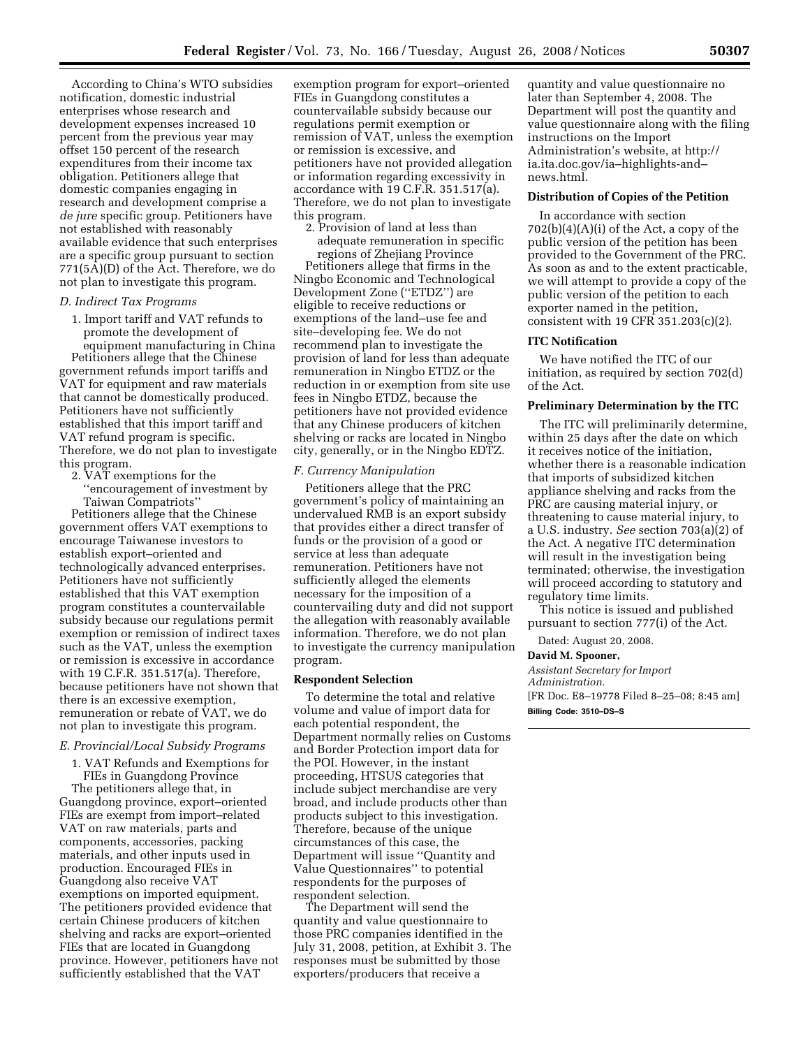According to China's WTO subsidies notification, domestic industrial enterprises whose research and development expenses increased 10 percent from the previous year may offset 150 percent of the research expenditures from their income tax obligation. Petitioners allege that domestic companies engaging in research and development comprise a *de jure* specific group. Petitioners have not established with reasonably available evidence that such enterprises are a specific group pursuant to section 771(5A)(D) of the Act. Therefore, we do not plan to investigate this program.

*D. Indirect Tax Programs*

1. Import tariff and VAT refunds to promote the development of equipment manufacturing in China

Petitioners allege that the Chinese government refunds import tariffs and VAT for equipment and raw materials that cannot be domestically produced. Petitioners have not sufficiently established that this import tariff and VAT refund program is specific. Therefore, we do not plan to investigate this program.

2. VAT exemptions for the "encouragement of investment by Taiwan Compatriots"

Petitioners allege that the Chinese government offers VAT exemptions to encourage Taiwanese investors to establish export–oriented and technologically advanced enterprises. Petitioners have not sufficiently established that this VAT exemption program constitutes a countervailable subsidy because our regulations permit exemption or remission of indirect taxes such as the VAT, unless the exemption or remission is excessive in accordance with 19 C.F.R. 351.517(a). Therefore, because petitioners have not shown that there is an excessive exemption, remuneration or rebate of VAT, we do not plan to investigate this program.

*E. Provincial/Local Subsidy Programs*

1. VAT Refunds and Exemptions for FIEs in Guangdong Province

The petitioners allege that, in Guangdong province, export–oriented FIEs are exempt from import–related VAT on raw materials, parts and components, accessories, packing materials, and other inputs used in production. Encouraged FIEs in Guangdong also receive VAT exemptions on imported equipment. The petitioners provided evidence that certain Chinese producers of kitchen shelving and racks are export–oriented FIEs that are located in Guangdong province. However, petitioners have not sufficiently established that the VAT exemption program for export–oriented FIEs in Guangdong constitutes a countervailable subsidy because our regulations permit exemption or remission of VAT, unless the exemption or remission is excessive, and petitioners have not provided allegation or information regarding excessivity in accordance with 19 C.F.R. 351.517(a). Therefore, we do not plan to investigate this program.

2. Provision of land at less than adequate remuneration in specific regions of Zhejiang Province

Petitioners allege that firms in the Ningbo Economic and Technological Development Zone ("ETDZ") are eligible to receive reductions or exemptions of the land–use fee and site–developing fee. We do not recommend plan to investigate the provision of land for less than adequate remuneration in Ningbo ETDZ or the reduction in or exemption from site use fees in Ningbo ETDZ, because the petitioners have not provided evidence that any Chinese producers of kitchen shelving or racks are located in Ningbo city, generally, or in the Ningbo EDTZ.

*F. Currency Manipulation*

Petitioners allege that the PRC government's policy of maintaining an undervalued RMB is an export subsidy that provides either a direct transfer of funds or the provision of a good or service at less than adequate remuneration. Petitioners have not sufficiently alleged the elements necessary for the imposition of a countervailing duty and did not support the allegation with reasonably available information. Therefore, we do not plan to investigate the currency manipulation program.

**Respondent Selection**

To determine the total and relative volume and value of import data for each potential respondent, the Department normally relies on Customs and Border Protection import data for the POI. However, in the instant proceeding, HTSUS categories that include subject merchandise are very broad, and include products other than products subject to this investigation. Therefore, because of the unique circumstances of this case, the Department will issue "Quantity and Value Questionnaires" to potential respondents for the purposes of respondent selection.

The Department will send the quantity and value questionnaire to those PRC companies identified in the July 31, 2008, petition, at Exhibit 3. The responses must be submitted by those exporters/producers that receive a quantity and value questionnaire no later than September 4, 2008. The Department will post the quantity and value questionnaire along with the filing instructions on the Import Administration's website, at http://ia.ita.doc.gov/ia–highlights-and–news.html.

**Distribution of Copies of the Petition**

In accordance with section 702(b)(4)(A)(i) of the Act, a copy of the public version of the petition has been provided to the Government of the PRC. As soon as and to the extent practicable, we will attempt to provide a copy of the public version of the petition to each exporter named in the petition, consistent with 19 CFR 351.203(c)(2).

**ITC Notification**

We have notified the ITC of our initiation, as required by section 702(d) of the Act.

**Preliminary Determination by the ITC**

The ITC will preliminarily determine, within 25 days after the date on which it receives notice of the initiation, whether there is a reasonable indication that imports of subsidized kitchen appliance shelving and racks from the PRC are causing material injury, or threatening to cause material injury, to a U.S. industry. *See* section 703(a)(2) of the Act. A negative ITC determination will result in the investigation being terminated; otherwise, the investigation will proceed according to statutory and regulatory time limits.

This notice is issued and published pursuant to section 777(i) of the Act.

Dated: August 20, 2008.

**David M. Spooner,**

*Assistant Secretary for Import Administration.*

[FR Doc. E8–19778 Filed 8–25–08; 8:45 am]

**Billing Code: 3510–DS–S**